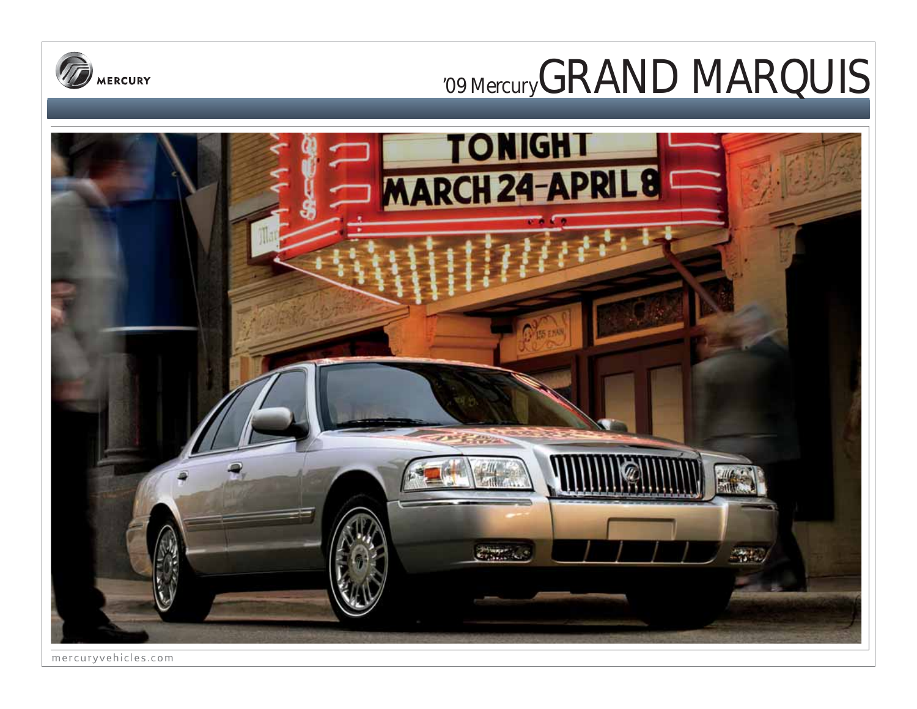MERCURY

# '09 Mercury GRAND MARQUIS

mercuryvehicles.com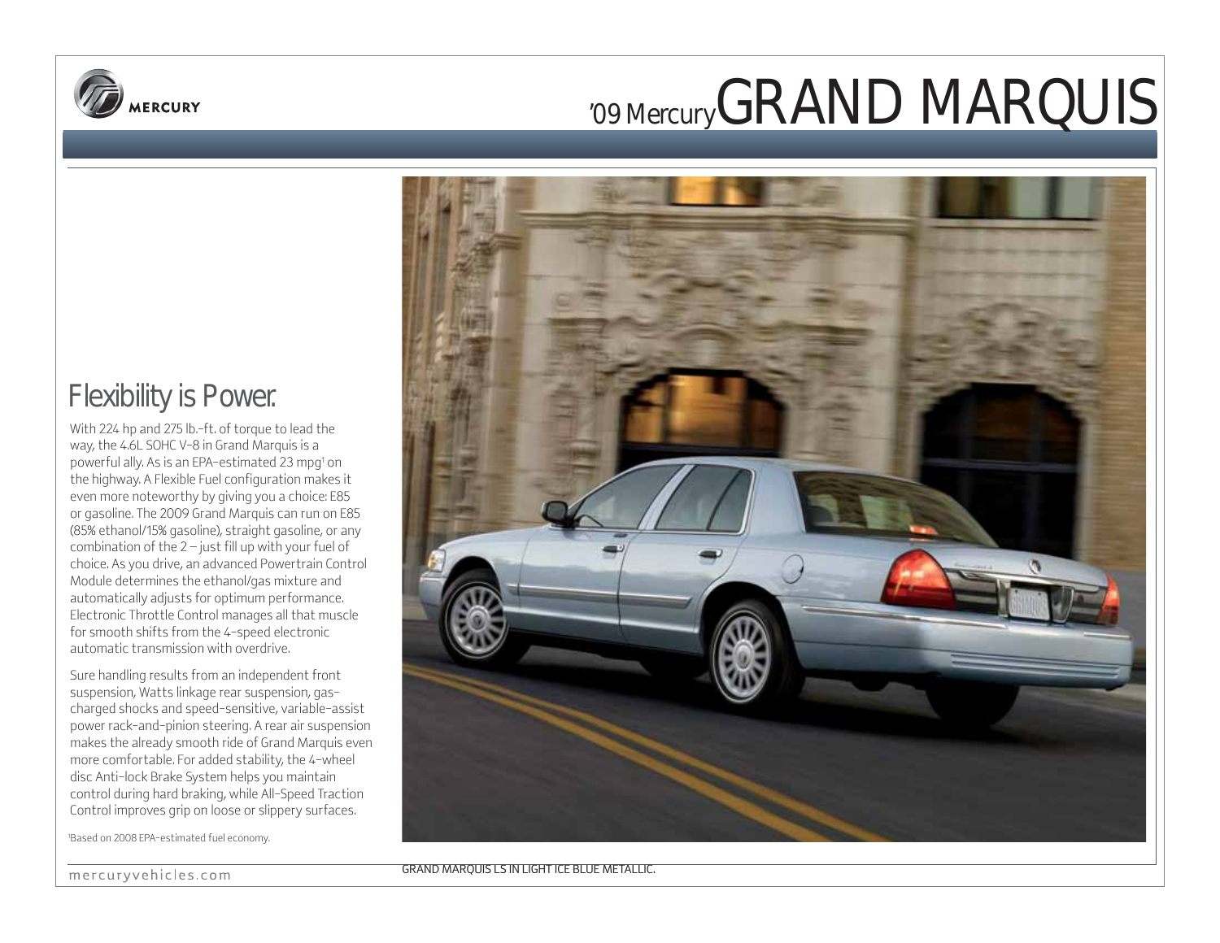# '09 Mercury GRAND MARQUIS

## Flexibility is Power.

With 224 hp and 275 lb.-ft. of torque to lead the way, the 4.6L SOHC V-8 in Grand Marquis is a powerful ally. As is an EPA-estimated 23 mpg[1] on the highway. A Flexible Fuel configuration makes it even more noteworthy by giving you a choice: E85 or gasoline. The 2009 Grand Marquis can run on E85 (85% ethanol/15% gasoline), straight gasoline, or any combination of the 2 – just fill up with your fuel of choice. As you drive, an advanced Powertrain Control Module determines the ethanol/gas mixture and automatically adjusts for optimum performance. Electronic Throttle Control manages all that muscle for smooth shifts from the 4-speed electronic automatic transmission with overdrive.

Sure handling results from an independent front suspension, Watts linkage rear suspension, gas-charged shocks and speed-sensitive, variable-assist power rack-and-pinion steering. A rear air suspension makes the already smooth ride of Grand Marquis even more comfortable. For added stability, the 4-wheel disc Anti-lock Brake System helps you maintain control during hard braking, while All-Speed Traction Control improves grip on loose or slippery surfaces.

[1]Based on 2008 EPA-estimated fuel economy.

GRAND MARQUIS LS IN LIGHT ICE BLUE METALLIC.

mercuryvehicles.com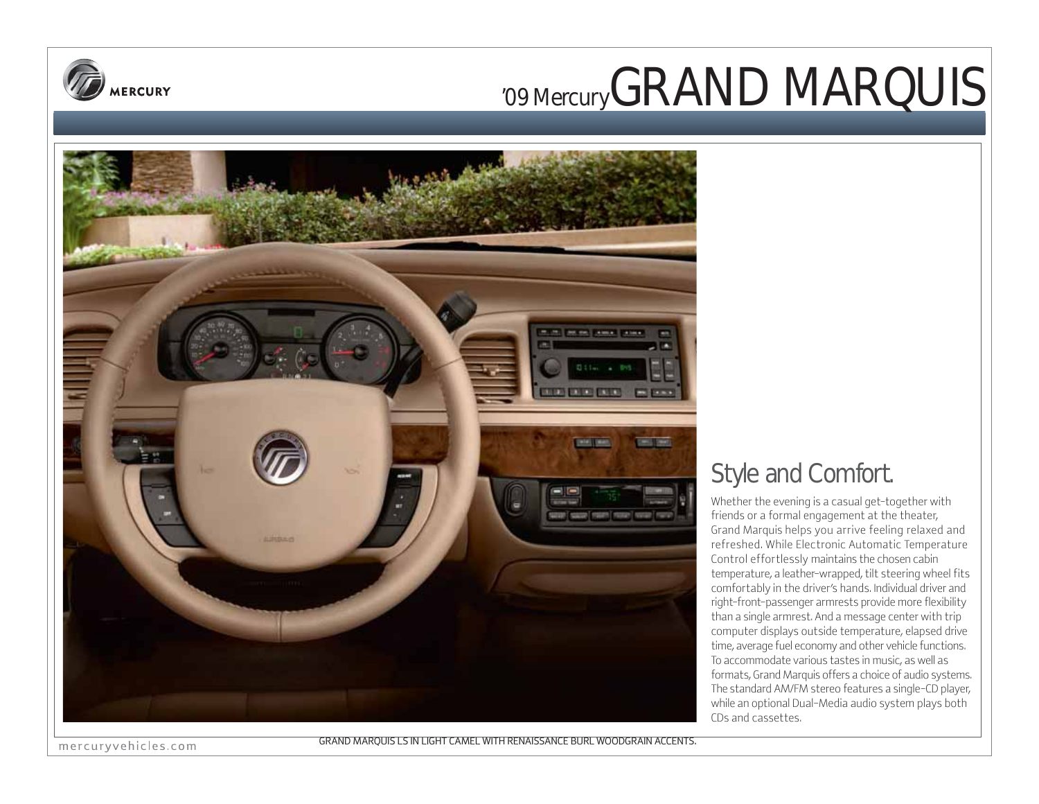# '09 Mercury GRAND MARQUIS

## Style and Comfort.

Whether the evening is a casual get-together with friends or a formal engagement at the theater, Grand Marquis helps you arrive feeling relaxed and refreshed. While Electronic Automatic Temperature Control effortlessly maintains the chosen cabin temperature, a leather-wrapped, tilt steering wheel fits comfortably in the driver's hands. Individual driver and right-front-passenger armrests provide more flexibility than a single armrest. And a message center with trip computer displays outside temperature, elapsed drive time, average fuel economy and other vehicle functions. To accommodate various tastes in music, as well as formats, Grand Marquis offers a choice of audio systems. The standard AM/FM stereo features a single-CD player, while an optional Dual-Media audio system plays both CDs and cassettes.

GRAND MARQUIS LS IN LIGHT CAMEL WITH RENAISSANCE BURL WOODGRAIN ACCENTS.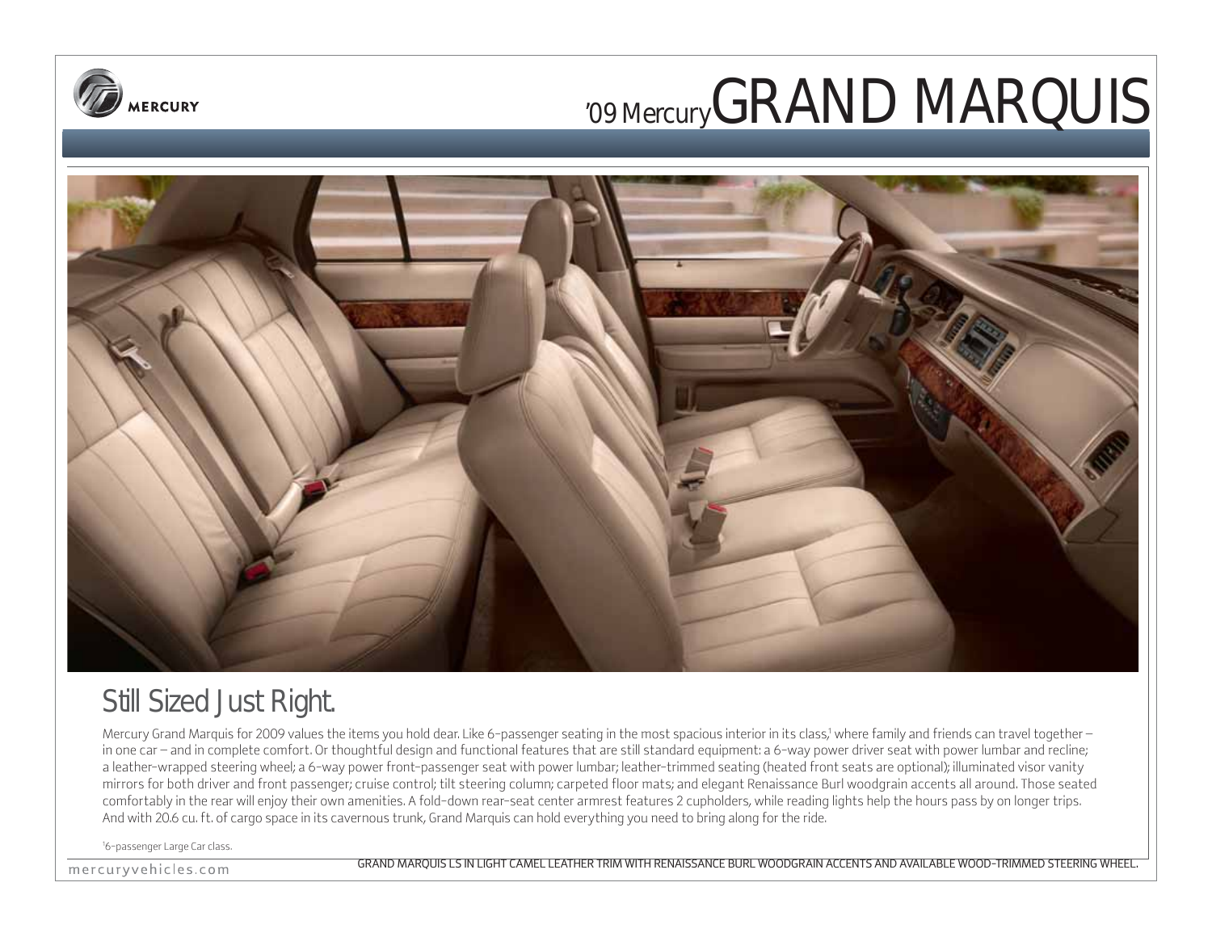# '09 Mercury GRAND MARQUIS

## Still Sized Just Right.

Mercury Grand Marquis for 2009 values the items you hold dear. Like 6-passenger seating in the most spacious interior in its class,[1] where family and friends can travel together – in one car – and in complete comfort. Or thoughtful design and functional features that are still standard equipment: a 6-way power driver seat with power lumbar and recline; a leather-wrapped steering wheel; a 6-way power front-passenger seat with power lumbar; leather-trimmed seating (heated front seats are optional); illuminated visor vanity mirrors for both driver and front passenger; cruise control; tilt steering column; carpeted floor mats; and elegant Renaissance Burl woodgrain accents all around. Those seated comfortably in the rear will enjoy their own amenities. A fold-down rear-seat center armrest features 2 cupholders, while reading lights help the hours pass by on longer trips. And with 20.6 cu. ft. of cargo space in its cavernous trunk, Grand Marquis can hold everything you need to bring along for the ride.

[1]6-passenger Large Car class.

GRAND MARQUIS LS IN LIGHT CAMEL LEATHER TRIM WITH RENAISSANCE BURL WOODGRAIN ACCENTS AND AVAILABLE WOOD-TRIMMED STEERING WHEEL.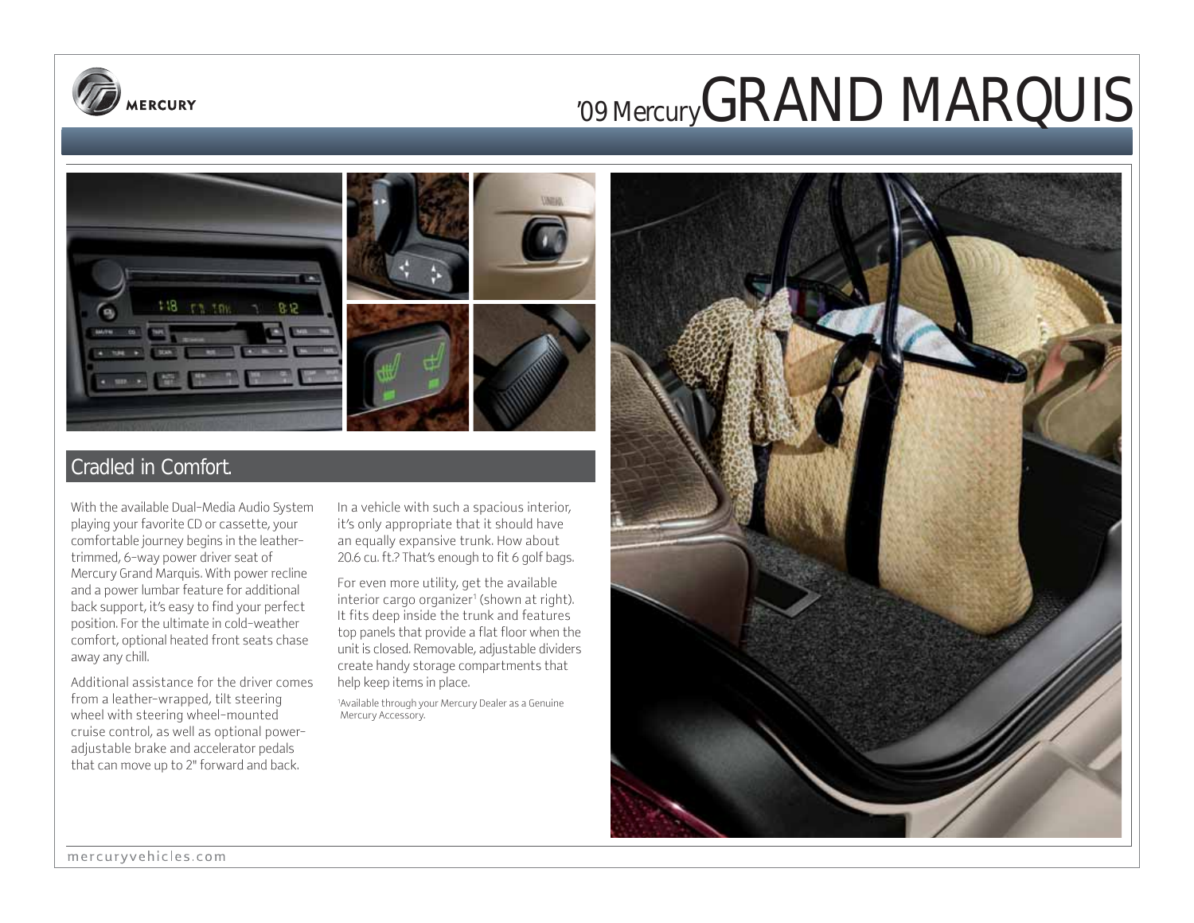# '09 Mercury GRAND MARQUIS

## Cradled in Comfort.

With the available Dual-Media Audio System playing your favorite CD or cassette, your comfortable journey begins in the leather-trimmed, 6-way power driver seat of Mercury Grand Marquis. With power recline and a power lumbar feature for additional back support, it's easy to find your perfect position. For the ultimate in cold-weather comfort, optional heated front seats chase away any chill.

Additional assistance for the driver comes from a leather-wrapped, tilt steering wheel with steering wheel-mounted cruise control, as well as optional power-adjustable brake and accelerator pedals that can move up to 2" forward and back.

In a vehicle with such a spacious interior, it's only appropriate that it should have an equally expansive trunk. How about 20.6 cu. ft.? That's enough to fit 6 golf bags.

For even more utility, get the available interior cargo organizer[1] (shown at right). It fits deep inside the trunk and features top panels that provide a flat floor when the unit is closed. Removable, adjustable dividers create handy storage compartments that help keep items in place.

[1]Available through your Mercury Dealer as a Genuine Mercury Accessory.

mercuryvehicles.com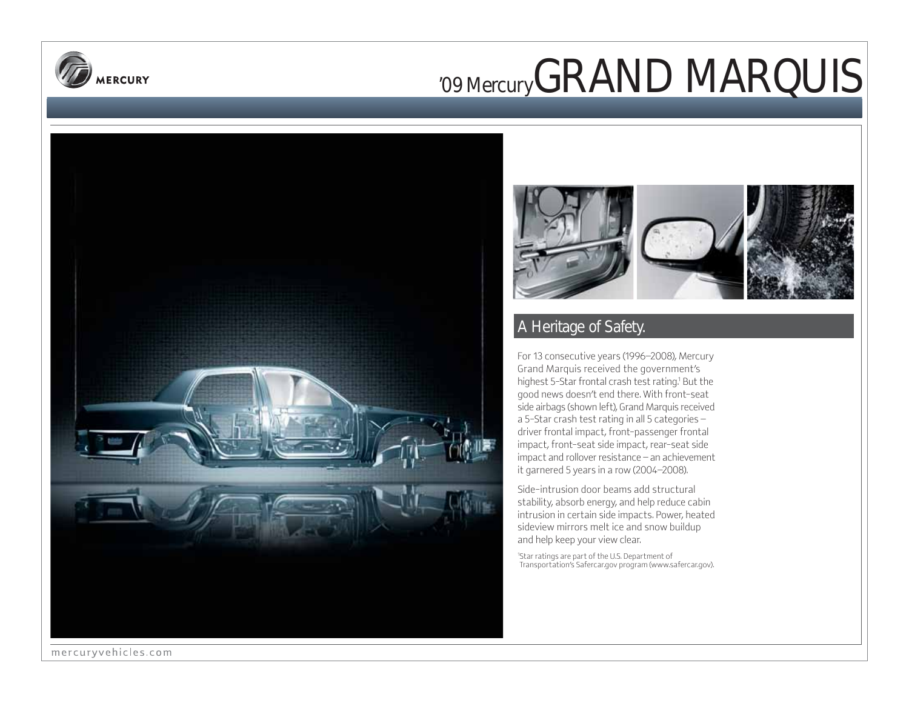# '09 Mercury GRAND MARQUIS

## A Heritage of Safety.

For 13 consecutive years (1996–2008), Mercury Grand Marquis received the government's highest 5-Star frontal crash test rating.[1] But the good news doesn't end there. With front-seat side airbags (shown left), Grand Marquis received a 5-Star crash test rating in all 5 categories – driver frontal impact, front-passenger frontal impact, front-seat side impact, rear-seat side impact and rollover resistance – an achievement it garnered 5 years in a row (2004–2008).

Side-intrusion door beams add structural stability, absorb energy, and help reduce cabin intrusion in certain side impacts. Power, heated sideview mirrors melt ice and snow buildup and help keep your view clear.

[1]Star ratings are part of the U.S. Department of Transportation's Safercar.gov program (www.safercar.gov).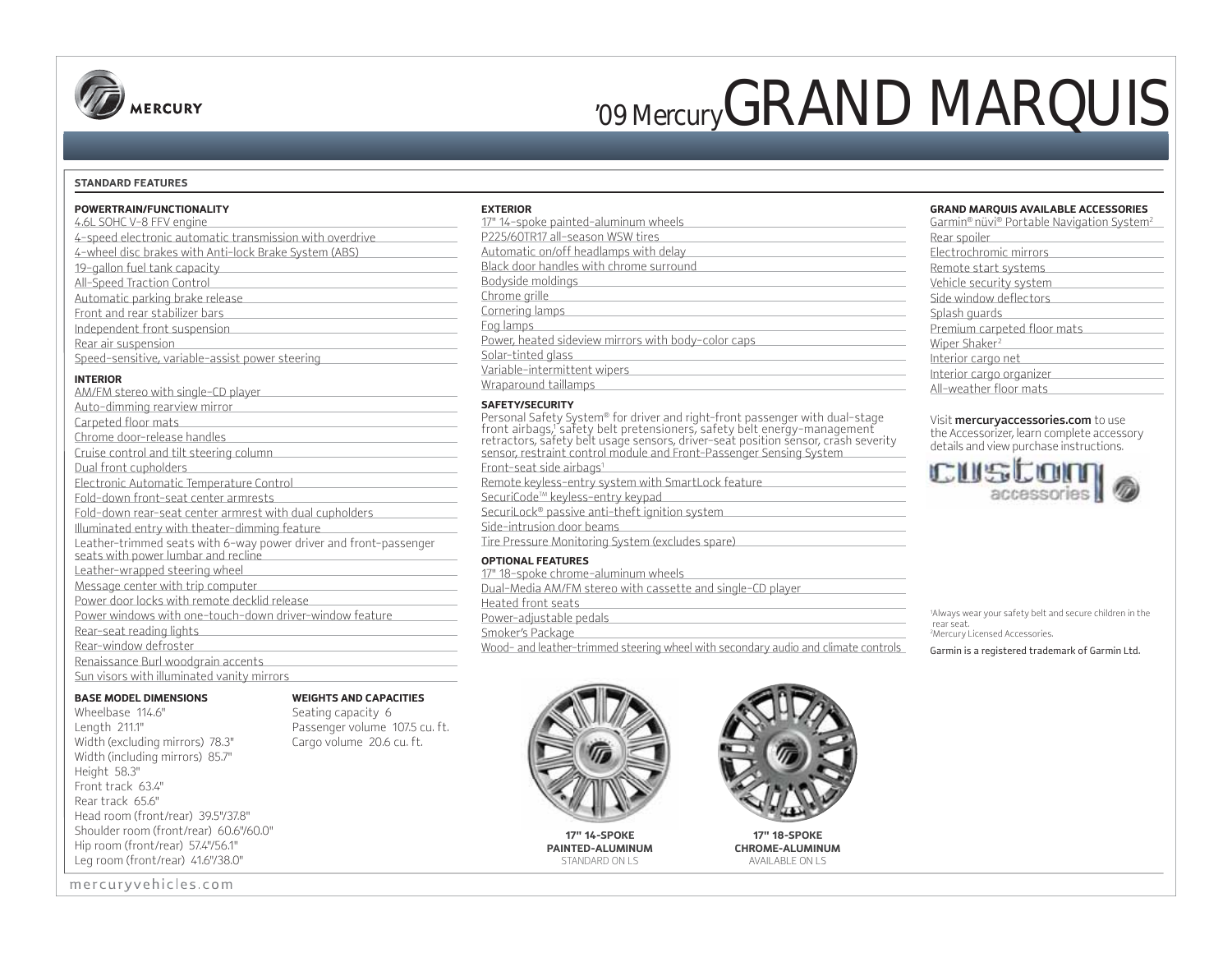# '09 Mercury GRAND MARQUIS

## STANDARD FEATURES

### POWERTRAIN/FUNCTIONALITY

- 4.6L SOHC V-8 FFV engine
- 4-speed electronic automatic transmission with overdrive
- 4-wheel disc brakes with Anti-lock Brake System (ABS)
- 19-gallon fuel tank capacity
- All-Speed Traction Control
- Automatic parking brake release
- Front and rear stabilizer bars
- Independent front suspension
- Rear air suspension
- Speed-sensitive, variable-assist power steering

### INTERIOR

- AM/FM stereo with single-CD player
- Auto-dimming rearview mirror
- Carpeted floor mats
- Chrome door-release handles
- Cruise control and tilt steering column
- Dual front cupholders
- Electronic Automatic Temperature Control
- Fold-down front-seat center armrests
- Fold-down rear-seat center armrest with dual cupholders
- Illuminated entry with theater-dimming feature
- Leather-trimmed seats with 6-way power driver and front-passenger seats with power lumbar and recline
- Leather-wrapped steering wheel
- Message center with trip computer
- Power door locks with remote decklid release
- Power windows with one-touch-down driver-window feature
- Rear-seat reading lights
- Rear-window defroster
- Renaissance Burl woodgrain accents
- Sun visors with illuminated vanity mirrors

### BASE MODEL DIMENSIONS

Wheelbase 114.6"
Length 211.1"
Width (excluding mirrors) 78.3"
Width (including mirrors) 85.7"
Height 58.3"
Front track 63.4"
Rear track 65.6"
Head room (front/rear) 39.5"/37.8"
Shoulder room (front/rear) 60.6"/60.0"
Hip room (front/rear) 57.4"/56.1"
Leg room (front/rear) 41.6"/38.0"

### WEIGHTS AND CAPACITIES

Seating capacity 6
Passenger volume 107.5 cu. ft.
Cargo volume 20.6 cu. ft.

### EXTERIOR

- 17" 14-spoke painted-aluminum wheels
- P225/60TR17 all-season WSW tires
- Automatic on/off headlamps with delay
- Black door handles with chrome surround
- Bodyside moldings
- Chrome grille
- Cornering lamps
- Fog lamps
- Power, heated sideview mirrors with body-color caps
- Solar-tinted glass
- Variable-intermittent wipers
- Wraparound taillamps

### SAFETY/SECURITY

- Personal Safety System® for driver and right-front passenger with dual-stage front airbags,[1] safety belt pretensioners, safety belt energy-management retractors, safety belt usage sensors, driver-seat position sensor, crash severity sensor, restraint control module and Front-Passenger Sensing System
- Front-seat side airbags[1]
- Remote keyless-entry system with SmartLock feature
- SecuriCode™ keyless-entry keypad
- SecuriLock® passive anti-theft ignition system
- Side-intrusion door beams
- Tire Pressure Monitoring System (excludes spare)

### OPTIONAL FEATURES

- 17" 18-spoke chrome-aluminum wheels
- Dual-Media AM/FM stereo with cassette and single-CD player
- Heated front seats
- Power-adjustable pedals
- Smoker's Package
- Wood- and leather-trimmed steering wheel with secondary audio and climate controls

**17" 14-SPOKE PAINTED-ALUMINUM**
STANDARD ON LS

**17" 18-SPOKE CHROME-ALUMINUM**
AVAILABLE ON LS

### GRAND MARQUIS AVAILABLE ACCESSORIES

- Garmin® nüvi® Portable Navigation System[2]
- Rear spoiler
- Electrochromic mirrors
- Remote start systems
- Vehicle security system
- Side window deflectors
- Splash guards
- Premium carpeted floor mats
- Wiper Shaker[2]
- Interior cargo net
- Interior cargo organizer
- All-weather floor mats

Visit **mercuryaccessories.com** to use the Accessorizer, learn complete accessory details and view purchase instructions.

custom accessories

[1]Always wear your safety belt and secure children in the rear seat.
[2]Mercury Licensed Accessories.

Garmin is a registered trademark of Garmin Ltd.

mercuryvehicles.com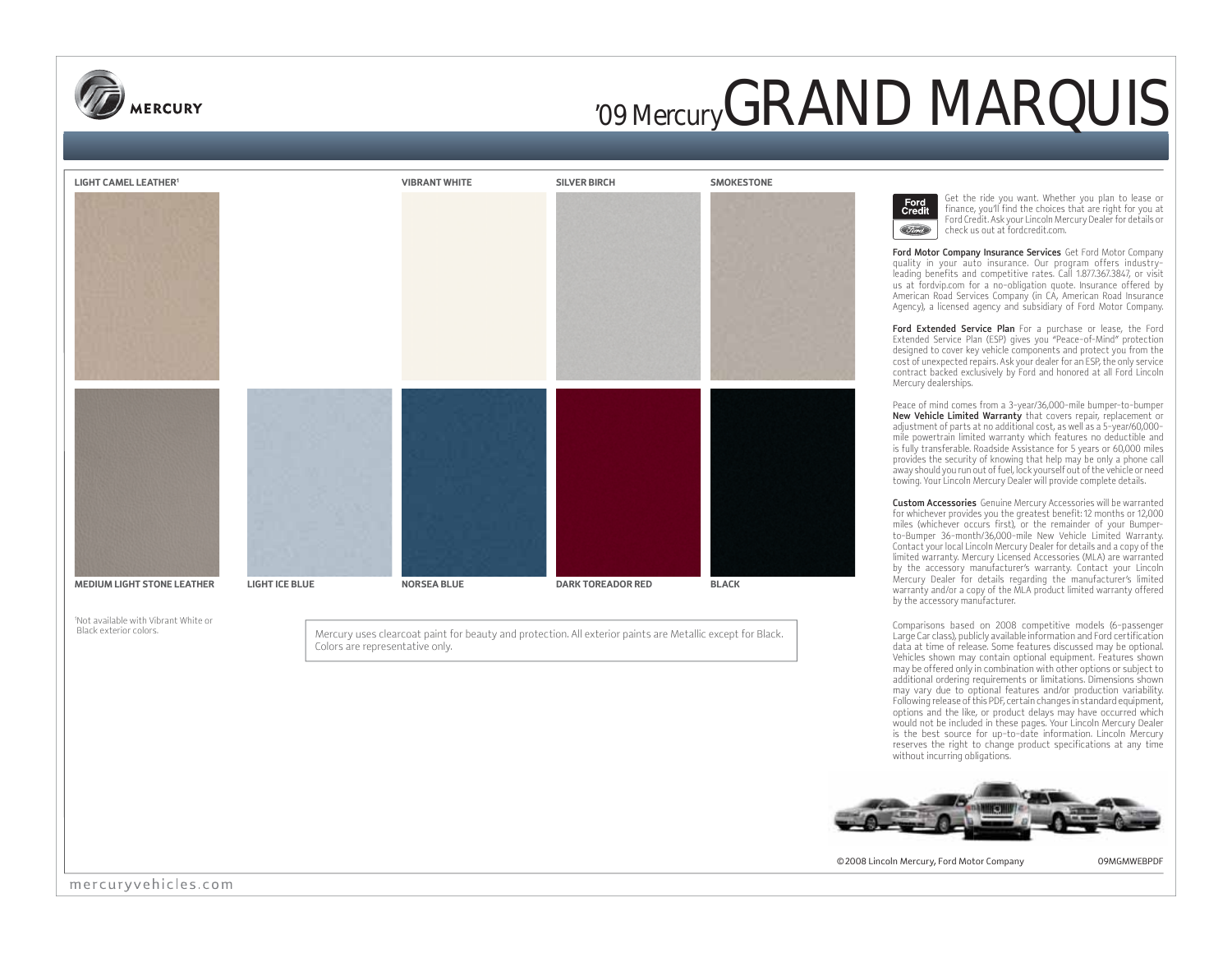# '09 Mercury GRAND MARQUIS

LIGHT CAMEL LEATHER[1]

VIBRANT WHITE

SILVER BIRCH

SMOKESTONE

MEDIUM LIGHT STONE LEATHER

LIGHT ICE BLUE

NORSEA BLUE

DARK TOREADOR RED

BLACK

[1]Not available with Vibrant White or Black exterior colors.

Mercury uses clearcoat paint for beauty and protection. All exterior paints are Metallic except for Black. Colors are representative only.

Get the ride you want. Whether you plan to lease or finance, you'll find the choices that are right for you at Ford Credit. Ask your Lincoln Mercury Dealer for details or check us out at fordcredit.com.

**Ford Motor Company Insurance Services** Get Ford Motor Company quality in your auto insurance. Our program offers industry-leading benefits and competitive rates. Call 1.877.367.3847, or visit us at fordvip.com for a no-obligation quote. Insurance offered by American Road Services Company (in CA, American Road Insurance Agency), a licensed agency and subsidiary of Ford Motor Company.

**Ford Extended Service Plan** For a purchase or lease, the Ford Extended Service Plan (ESP) gives you "Peace-of-Mind" protection designed to cover key vehicle components and protect you from the cost of unexpected repairs. Ask your dealer for an ESP, the only service contract backed exclusively by Ford and honored at all Ford Lincoln Mercury dealerships.

Peace of mind comes from a 3-year/36,000-mile bumper-to-bumper **New Vehicle Limited Warranty** that covers repair, replacement or adjustment of parts at no additional cost, as well as a 5-year/60,000-mile powertrain limited warranty which features no deductible and is fully transferable. Roadside Assistance for 5 years or 60,000 miles provides the security of knowing that help may be only a phone call away should you run out of fuel, lock yourself out of the vehicle or need towing. Your Lincoln Mercury Dealer will provide complete details.

**Custom Accessories** Genuine Mercury Accessories will be warranted for whichever provides you the greatest benefit: 12 months or 12,000 miles (whichever occurs first), or the remainder of your Bumper-to-Bumper 36-month/36,000-mile New Vehicle Limited Warranty. Contact your local Lincoln Mercury Dealer for details and a copy of the limited warranty. Mercury Licensed Accessories (MLA) are warranted by the accessory manufacturer's warranty. Contact your Lincoln Mercury Dealer for details regarding the manufacturer's limited warranty and/or a copy of the MLA product limited warranty offered by the accessory manufacturer.

Comparisons based on 2008 competitive models (6-passenger Large Car class), publicly available information and Ford certification data at time of release. Some features discussed may be optional. Vehicles shown may contain optional equipment. Features shown may be offered only in combination with other options or subject to additional ordering requirements or limitations. Dimensions shown may vary due to optional features and/or production variability. Following release of this PDF, certain changes in standard equipment, options and the like, or product delays may have occurred which would not be included in these pages. Your Lincoln Mercury Dealer is the best source for up-to-date information. Lincoln Mercury reserves the right to change product specifications at any time without incurring obligations.

©2008 Lincoln Mercury, Ford Motor Company

09MGMWEBPDF

mercuryvehicles.com